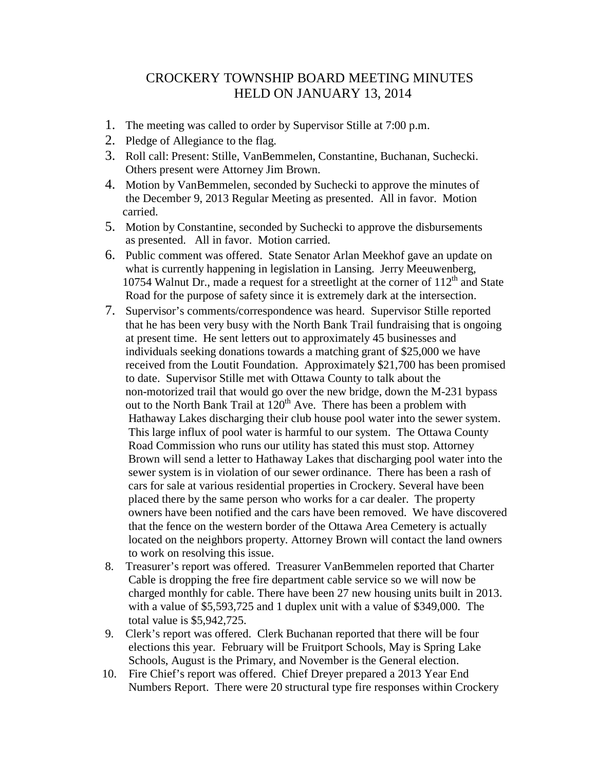# CROCKERY TOWNSHIP BOARD MEETING MINUTES
# HELD ON JANUARY 13, 2014

1. The meeting was called to order by Supervisor Stille at 7:00 p.m.
2. Pledge of Allegiance to the flag.
3. Roll call: Present: Stille, VanBemmelen, Constantine, Buchanan, Suchecki. Others present were Attorney Jim Brown.
4. Motion by VanBemmelen, seconded by Suchecki to approve the minutes of the December 9, 2013 Regular Meeting as presented. All in favor. Motion carried.
5. Motion by Constantine, seconded by Suchecki to approve the disbursements as presented. All in favor. Motion carried.
6. Public comment was offered. State Senator Arlan Meekhof gave an update on what is currently happening in legislation in Lansing. Jerry Meeuwenberg, 10754 Walnut Dr., made a request for a streetlight at the corner of 112th and State Road for the purpose of safety since it is extremely dark at the intersection.
7. Supervisor's comments/correspondence was heard. Supervisor Stille reported that he has been very busy with the North Bank Trail fundraising that is ongoing at present time. He sent letters out to approximately 45 businesses and individuals seeking donations towards a matching grant of $25,000 we have received from the Loutit Foundation. Approximately $21,700 has been promised to date. Supervisor Stille met with Ottawa County to talk about the non-motorized trail that would go over the new bridge, down the M-231 bypass out to the North Bank Trail at 120th Ave. There has been a problem with Hathaway Lakes discharging their club house pool water into the sewer system. This large influx of pool water is harmful to our system. The Ottawa County Road Commission who runs our utility has stated this must stop. Attorney Brown will send a letter to Hathaway Lakes that discharging pool water into the sewer system is in violation of our sewer ordinance. There has been a rash of cars for sale at various residential properties in Crockery. Several have been placed there by the same person who works for a car dealer. The property owners have been notified and the cars have been removed. We have discovered that the fence on the western border of the Ottawa Area Cemetery is actually located on the neighbors property. Attorney Brown will contact the land owners to work on resolving this issue.
8. Treasurer's report was offered. Treasurer VanBemmelen reported that Charter Cable is dropping the free fire department cable service so we will now be charged monthly for cable. There have been 27 new housing units built in 2013. with a value of $5,593,725 and 1 duplex unit with a value of $349,000. The total value is $5,942,725.
9. Clerk's report was offered. Clerk Buchanan reported that there will be four elections this year. February will be Fruitport Schools, May is Spring Lake Schools, August is the Primary, and November is the General election.
10. Fire Chief's report was offered. Chief Dreyer prepared a 2013 Year End Numbers Report. There were 20 structural type fire responses within Crockery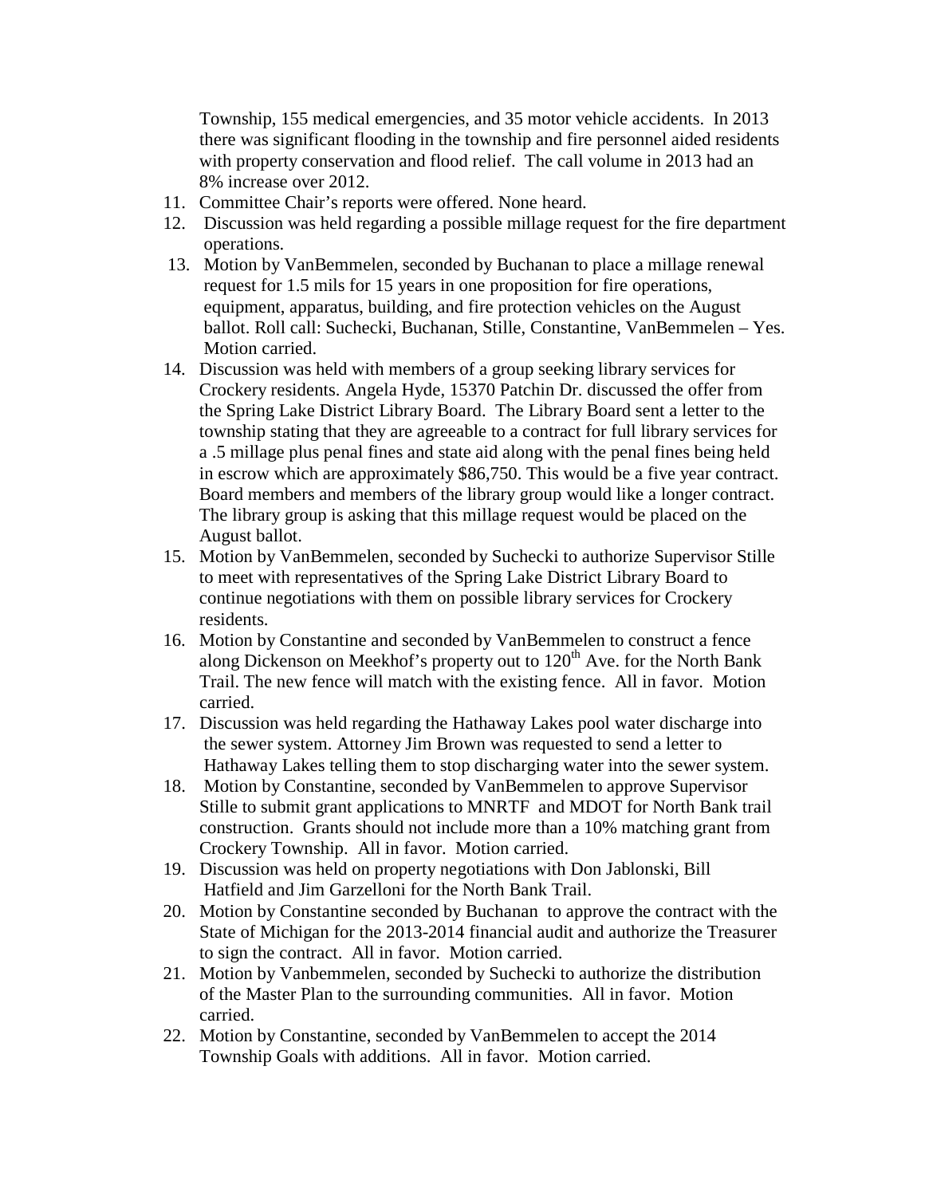Township, 155 medical emergencies, and 35 motor vehicle accidents. In 2013 there was significant flooding in the township and fire personnel aided residents with property conservation and flood relief. The call volume in 2013 had an 8% increase over 2012.

11. Committee Chair's reports were offered. None heard.
12. Discussion was held regarding a possible millage request for the fire department operations.
13. Motion by VanBemmelen, seconded by Buchanan to place a millage renewal request for 1.5 mils for 15 years in one proposition for fire operations, equipment, apparatus, building, and fire protection vehicles on the August ballot. Roll call: Suchecki, Buchanan, Stille, Constantine, VanBemmelen – Yes. Motion carried.
14. Discussion was held with members of a group seeking library services for Crockery residents. Angela Hyde, 15370 Patchin Dr. discussed the offer from the Spring Lake District Library Board. The Library Board sent a letter to the township stating that they are agreeable to a contract for full library services for a .5 millage plus penal fines and state aid along with the penal fines being held in escrow which are approximately $86,750. This would be a five year contract. Board members and members of the library group would like a longer contract. The library group is asking that this millage request would be placed on the August ballot.
15. Motion by VanBemmelen, seconded by Suchecki to authorize Supervisor Stille to meet with representatives of the Spring Lake District Library Board to continue negotiations with them on possible library services for Crockery residents.
16. Motion by Constantine and seconded by VanBemmelen to construct a fence along Dickenson on Meekhof's property out to 120th Ave. for the North Bank Trail. The new fence will match with the existing fence. All in favor. Motion carried.
17. Discussion was held regarding the Hathaway Lakes pool water discharge into the sewer system. Attorney Jim Brown was requested to send a letter to Hathaway Lakes telling them to stop discharging water into the sewer system.
18. Motion by Constantine, seconded by VanBemmelen to approve Supervisor Stille to submit grant applications to MNRTF and MDOT for North Bank trail construction. Grants should not include more than a 10% matching grant from Crockery Township. All in favor. Motion carried.
19. Discussion was held on property negotiations with Don Jablonski, Bill Hatfield and Jim Garzelloni for the North Bank Trail.
20. Motion by Constantine seconded by Buchanan to approve the contract with the State of Michigan for the 2013-2014 financial audit and authorize the Treasurer to sign the contract. All in favor. Motion carried.
21. Motion by Vanbemmelen, seconded by Suchecki to authorize the distribution of the Master Plan to the surrounding communities. All in favor. Motion carried.
22. Motion by Constantine, seconded by VanBemmelen to accept the 2014 Township Goals with additions. All in favor. Motion carried.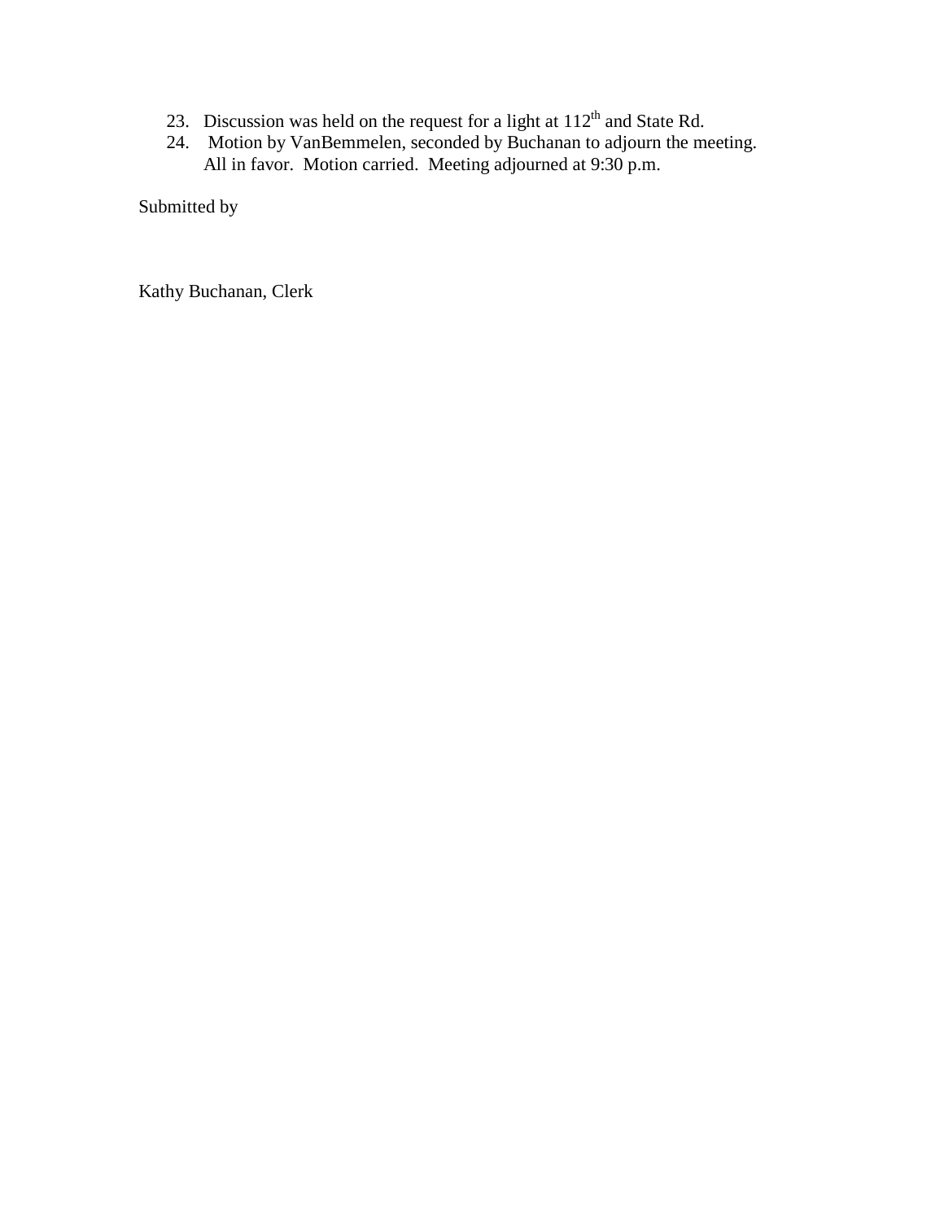23. Discussion was held on the request for a light at 112th and State Rd.
24. Motion by VanBemmelen, seconded by Buchanan to adjourn the meeting. All in favor. Motion carried. Meeting adjourned at 9:30 p.m.

Submitted by

Kathy Buchanan, Clerk